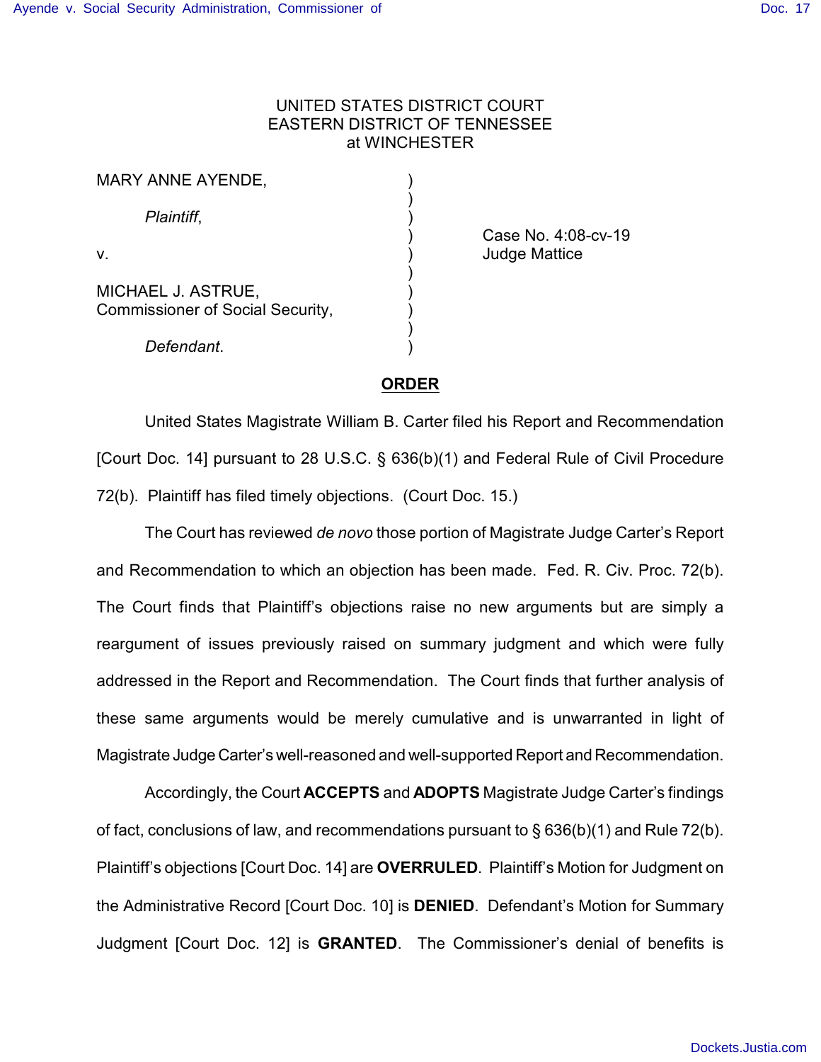UNITED STATES DISTRICT COURT
EASTERN DISTRICT OF TENNESSEE
at WINCHESTER

| | | |
|---|---|---|
| MARY ANNE AYENDE, | ) | |
| | ) | |
| *Plaintiff*, | ) | |
| | ) | Case No. 4:08-cv-19 |
| v. | ) | Judge Mattice |
| | ) | |
| MICHAEL J. ASTRUE, Commissioner of Social Security, | ) | |
| | ) | |
| *Defendant*. | ) | |

# ORDER

United States Magistrate William B. Carter filed his Report and Recommendation [Court Doc. 14] pursuant to 28 U.S.C. § 636(b)(1) and Federal Rule of Civil Procedure 72(b). Plaintiff has filed timely objections. (Court Doc. 15.)

The Court has reviewed *de novo* those portion of Magistrate Judge Carter's Report and Recommendation to which an objection has been made. Fed. R. Civ. Proc. 72(b). The Court finds that Plaintiff's objections raise no new arguments but are simply a reargument of issues previously raised on summary judgment and which were fully addressed in the Report and Recommendation. The Court finds that further analysis of these same arguments would be merely cumulative and is unwarranted in light of Magistrate Judge Carter's well-reasoned and well-supported Report and Recommendation.

Accordingly, the Court **ACCEPTS** and **ADOPTS** Magistrate Judge Carter's findings of fact, conclusions of law, and recommendations pursuant to § 636(b)(1) and Rule 72(b). Plaintiff's objections [Court Doc. 14] are **OVERRULED**. Plaintiff's Motion for Judgment on the Administrative Record [Court Doc. 10] is **DENIED**. Defendant's Motion for Summary Judgment [Court Doc. 12] is **GRANTED**. The Commissioner's denial of benefits is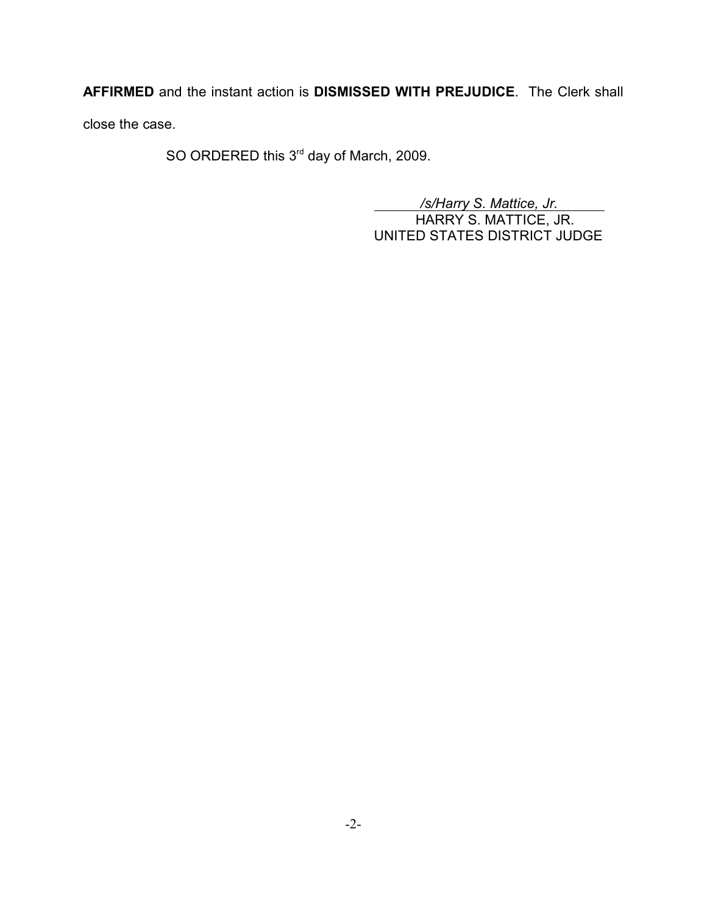**AFFIRMED** and the instant action is **DISMISSED WITH PREJUDICE**. The Clerk shall close the case.

SO ORDERED this 3rd day of March, 2009.

*/s/Harry S. Mattice, Jr.*
HARRY S. MATTICE, JR.
UNITED STATES DISTRICT JUDGE